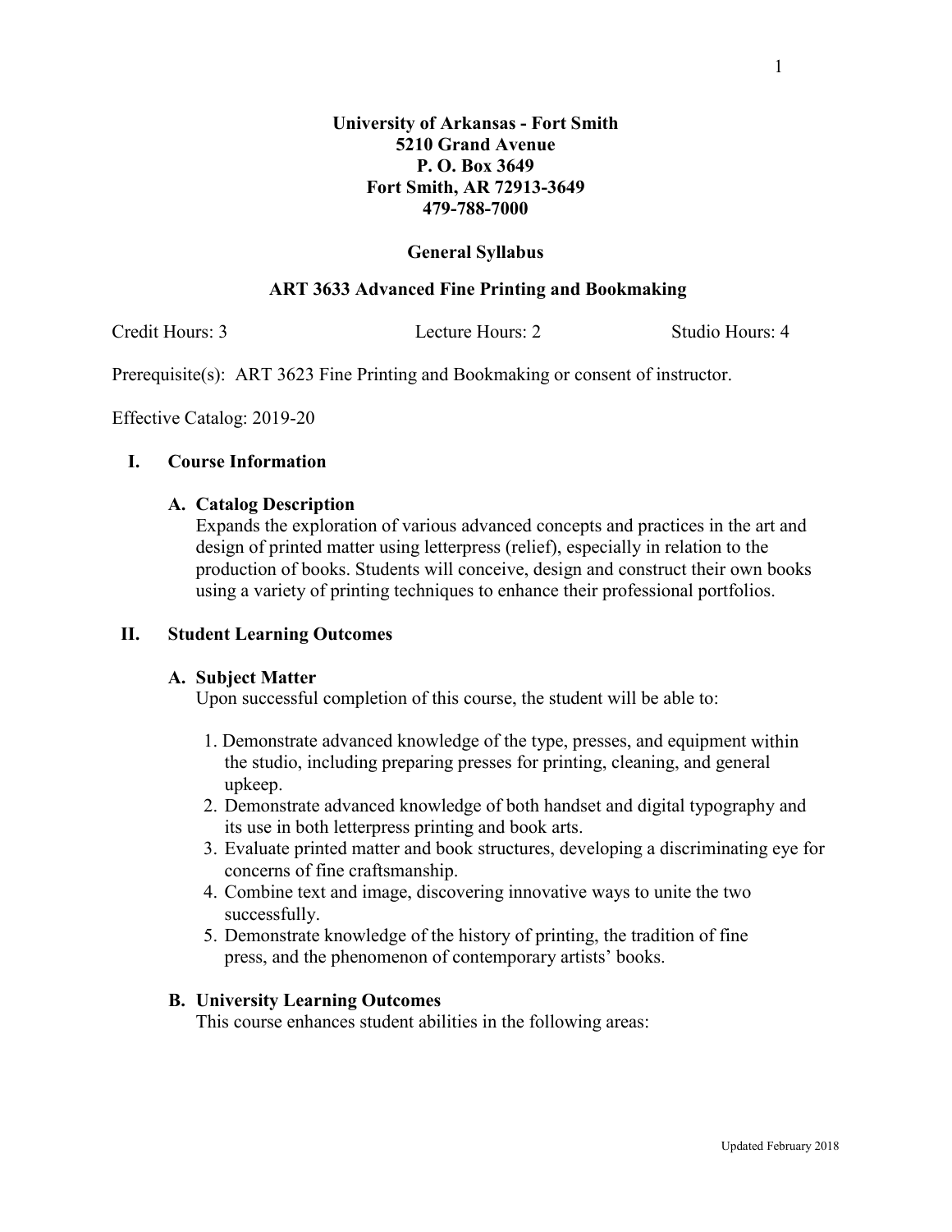**University of Arkansas - Fort Smith**
**5210 Grand Avenue**
**P. O. Box 3649**
**Fort Smith, AR 72913-3649**
**479-788-7000**

# General Syllabus

## ART 3633 Advanced Fine Printing and Bookmaking

Credit Hours: 3 Lecture Hours: 2 Studio Hours: 4

Prerequisite(s): ART 3623 Fine Printing and Bookmaking or consent of instructor.

Effective Catalog: 2019-20

## I. Course Information

### A. Catalog Description

Expands the exploration of various advanced concepts and practices in the art and design of printed matter using letterpress (relief), especially in relation to the production of books. Students will conceive, design and construct their own books using a variety of printing techniques to enhance their professional portfolios.

## II. Student Learning Outcomes

### A. Subject Matter

Upon successful completion of this course, the student will be able to:

1. Demonstrate advanced knowledge of the type, presses, and equipment within the studio, including preparing presses for printing, cleaning, and general upkeep.
2. Demonstrate advanced knowledge of both handset and digital typography and its use in both letterpress printing and book arts.
3. Evaluate printed matter and book structures, developing a discriminating eye for concerns of fine craftsmanship.
4. Combine text and image, discovering innovative ways to unite the two successfully.
5. Demonstrate knowledge of the history of printing, the tradition of fine press, and the phenomenon of contemporary artists' books.

### B. University Learning Outcomes

This course enhances student abilities in the following areas: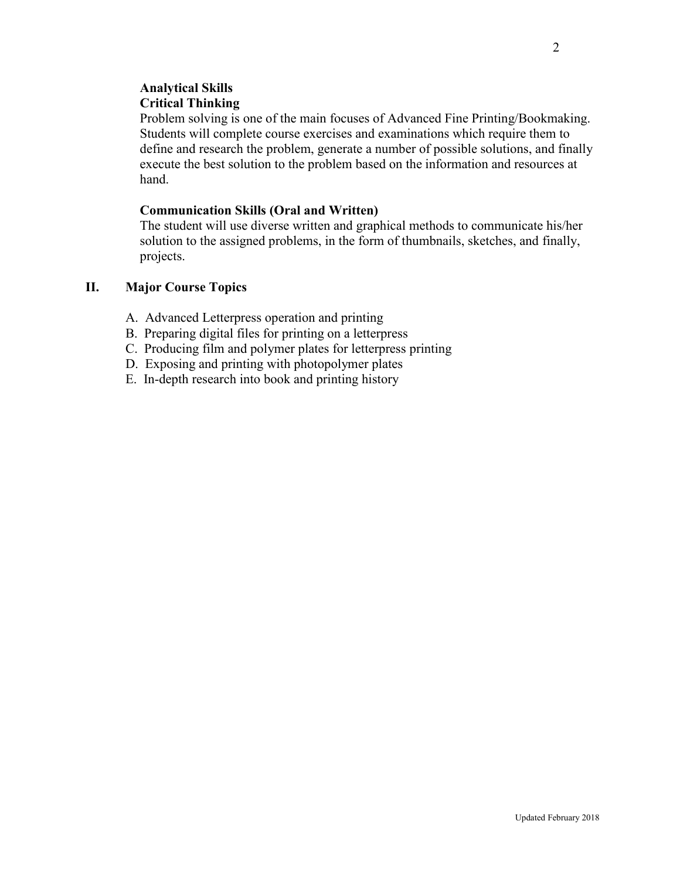**Analytical Skills**
**Critical Thinking**

Problem solving is one of the main focuses of Advanced Fine Printing/Bookmaking. Students will complete course exercises and examinations which require them to define and research the problem, generate a number of possible solutions, and finally execute the best solution to the problem based on the information and resources at hand.

**Communication Skills (Oral and Written)**

The student will use diverse written and graphical methods to communicate his/her solution to the assigned problems, in the form of thumbnails, sketches, and finally, projects.

## II. Major Course Topics

A. Advanced Letterpress operation and printing
B. Preparing digital files for printing on a letterpress
C. Producing film and polymer plates for letterpress printing
D. Exposing and printing with photopolymer plates
E. In-depth research into book and printing history

Updated February 2018